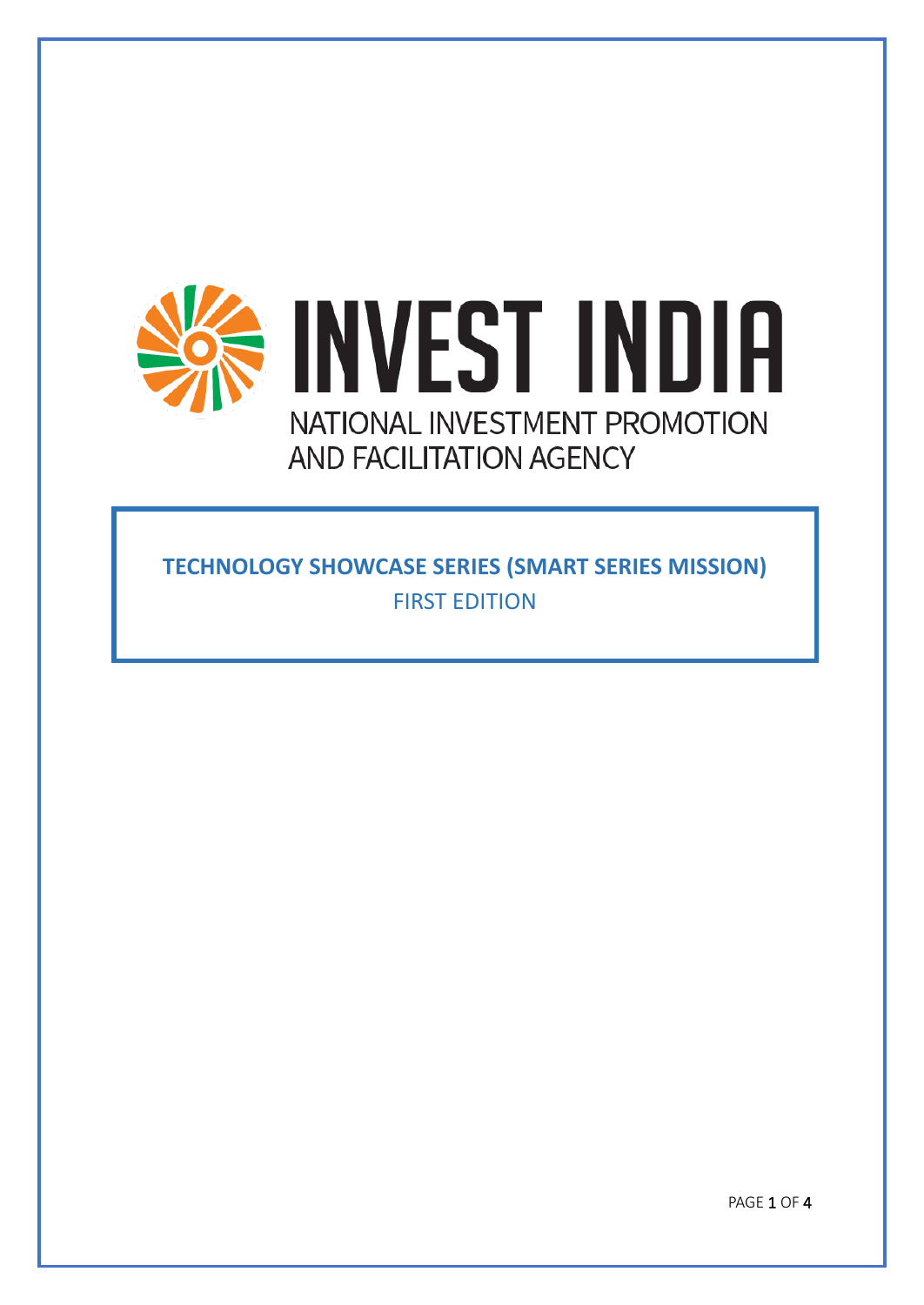# INVEST INDIA

NATIONAL INVESTMENT PROMOTION AND FACILITATION AGENCY

**TECHNOLOGY SHOWCASE SERIES (SMART SERIES MISSION)**

FIRST EDITION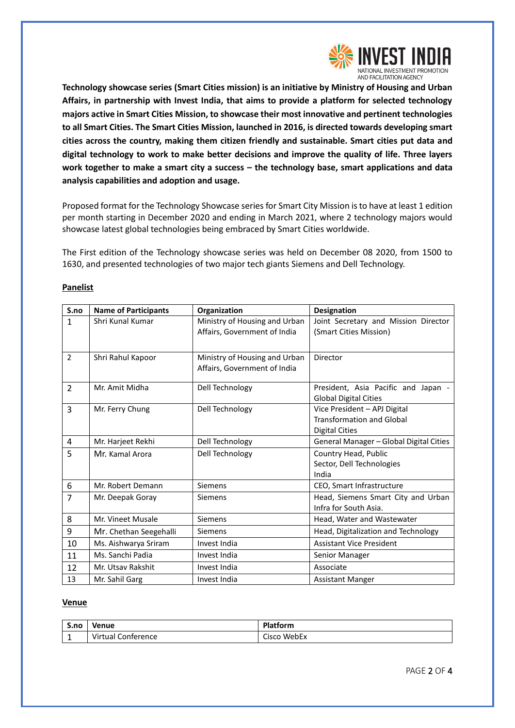**Technology showcase series (Smart Cities mission) is an initiative by Ministry of Housing and Urban Affairs, in partnership with Invest India, that aims to provide a platform for selected technology majors active in Smart Cities Mission, to showcase their most innovative and pertinent technologies to all Smart Cities. The Smart Cities Mission, launched in 2016, is directed towards developing smart cities across the country, making them citizen friendly and sustainable. Smart cities put data and digital technology to work to make better decisions and improve the quality of life. Three layers work together to make a smart city a success – the technology base, smart applications and data analysis capabilities and adoption and usage.**

Proposed format for the Technology Showcase series for Smart City Mission is to have at least 1 edition per month starting in December 2020 and ending in March 2021, where 2 technology majors would showcase latest global technologies being embraced by Smart Cities worldwide.

The First edition of the Technology showcase series was held on December 08 2020, from 1500 to 1630, and presented technologies of two major tech giants Siemens and Dell Technology.

**Panelist**

| S.no | Name of Participants | Organization | Designation |
|---|---|---|---|
| 1 | Shri Kunal Kumar | Ministry of Housing and Urban Affairs, Government of India | Joint Secretary and Mission Director (Smart Cities Mission) |
| 2 | Shri Rahul Kapoor | Ministry of Housing and Urban Affairs, Government of India | Director |
| 2 | Mr. Amit Midha | Dell Technology | President, Asia Pacific and Japan - Global Digital Cities |
| 3 | Mr. Ferry Chung | Dell Technology | Vice President – APJ Digital Transformation and Global Digital Cities |
| 4 | Mr. Harjeet Rekhi | Dell Technology | General Manager – Global Digital Cities |
| 5 | Mr. Kamal Arora | Dell Technology | Country Head, Public Sector, Dell Technologies India |
| 6 | Mr. Robert Demann | Siemens | CEO, Smart Infrastructure |
| 7 | Mr. Deepak Goray | Siemens | Head, Siemens Smart City and Urban Infra for South Asia. |
| 8 | Mr. Vineet Musale | Siemens | Head, Water and Wastewater |
| 9 | Mr. Chethan Seegehalli | Siemens | Head, Digitalization and Technology |
| 10 | Ms. Aishwarya Sriram | Invest India | Assistant Vice President |
| 11 | Ms. Sanchi Padia | Invest India | Senior Manager |
| 12 | Mr. Utsav Rakshit | Invest India | Associate |
| 13 | Mr. Sahil Garg | Invest India | Assistant Manger |

**Venue**

| S.no | Venue | Platform |
|---|---|---|
| 1 | Virtual Conference | Cisco WebEx |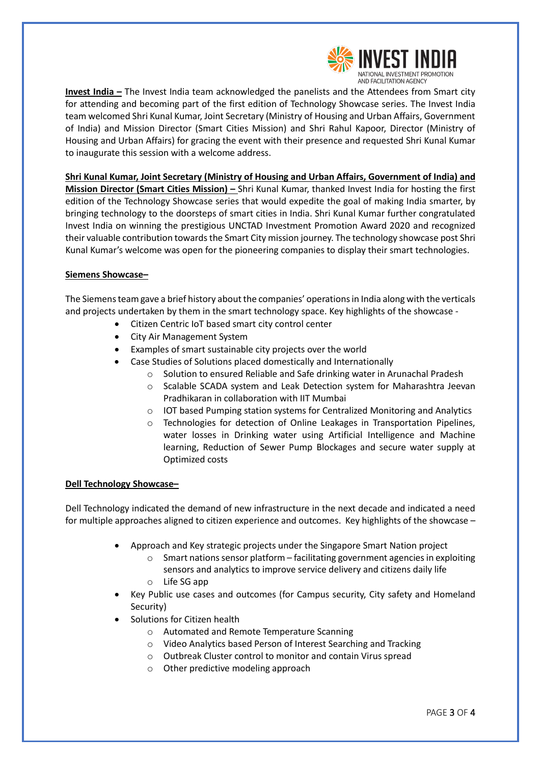**Invest India –** The Invest India team acknowledged the panelists and the Attendees from Smart city for attending and becoming part of the first edition of Technology Showcase series. The Invest India team welcomed Shri Kunal Kumar, Joint Secretary (Ministry of Housing and Urban Affairs, Government of India) and Mission Director (Smart Cities Mission) and Shri Rahul Kapoor, Director (Ministry of Housing and Urban Affairs) for gracing the event with their presence and requested Shri Kunal Kumar to inaugurate this session with a welcome address.

**Shri Kunal Kumar, Joint Secretary (Ministry of Housing and Urban Affairs, Government of India) and Mission Director (Smart Cities Mission) –** Shri Kunal Kumar, thanked Invest India for hosting the first edition of the Technology Showcase series that would expedite the goal of making India smarter, by bringing technology to the doorsteps of smart cities in India. Shri Kunal Kumar further congratulated Invest India on winning the prestigious UNCTAD Investment Promotion Award 2020 and recognized their valuable contribution towards the Smart City mission journey. The technology showcase post Shri Kunal Kumar's welcome was open for the pioneering companies to display their smart technologies.

**Siemens Showcase–**

The Siemens team gave a brief history about the companies' operations in India along with the verticals and projects undertaken by them in the smart technology space. Key highlights of the showcase -

- Citizen Centric IoT based smart city control center
- City Air Management System
- Examples of smart sustainable city projects over the world
- Case Studies of Solutions placed domestically and Internationally
  - Solution to ensured Reliable and Safe drinking water in Arunachal Pradesh
  - Scalable SCADA system and Leak Detection system for Maharashtra Jeevan Pradhikaran in collaboration with IIT Mumbai
  - IOT based Pumping station systems for Centralized Monitoring and Analytics
  - Technologies for detection of Online Leakages in Transportation Pipelines, water losses in Drinking water using Artificial Intelligence and Machine learning, Reduction of Sewer Pump Blockages and secure water supply at Optimized costs

**Dell Technology Showcase–**

Dell Technology indicated the demand of new infrastructure in the next decade and indicated a need for multiple approaches aligned to citizen experience and outcomes. Key highlights of the showcase –

- Approach and Key strategic projects under the Singapore Smart Nation project
  - Smart nations sensor platform – facilitating government agencies in exploiting sensors and analytics to improve service delivery and citizens daily life
  - Life SG app
- Key Public use cases and outcomes (for Campus security, City safety and Homeland Security)
- Solutions for Citizen health
  - Automated and Remote Temperature Scanning
  - Video Analytics based Person of Interest Searching and Tracking
  - Outbreak Cluster control to monitor and contain Virus spread
  - Other predictive modeling approach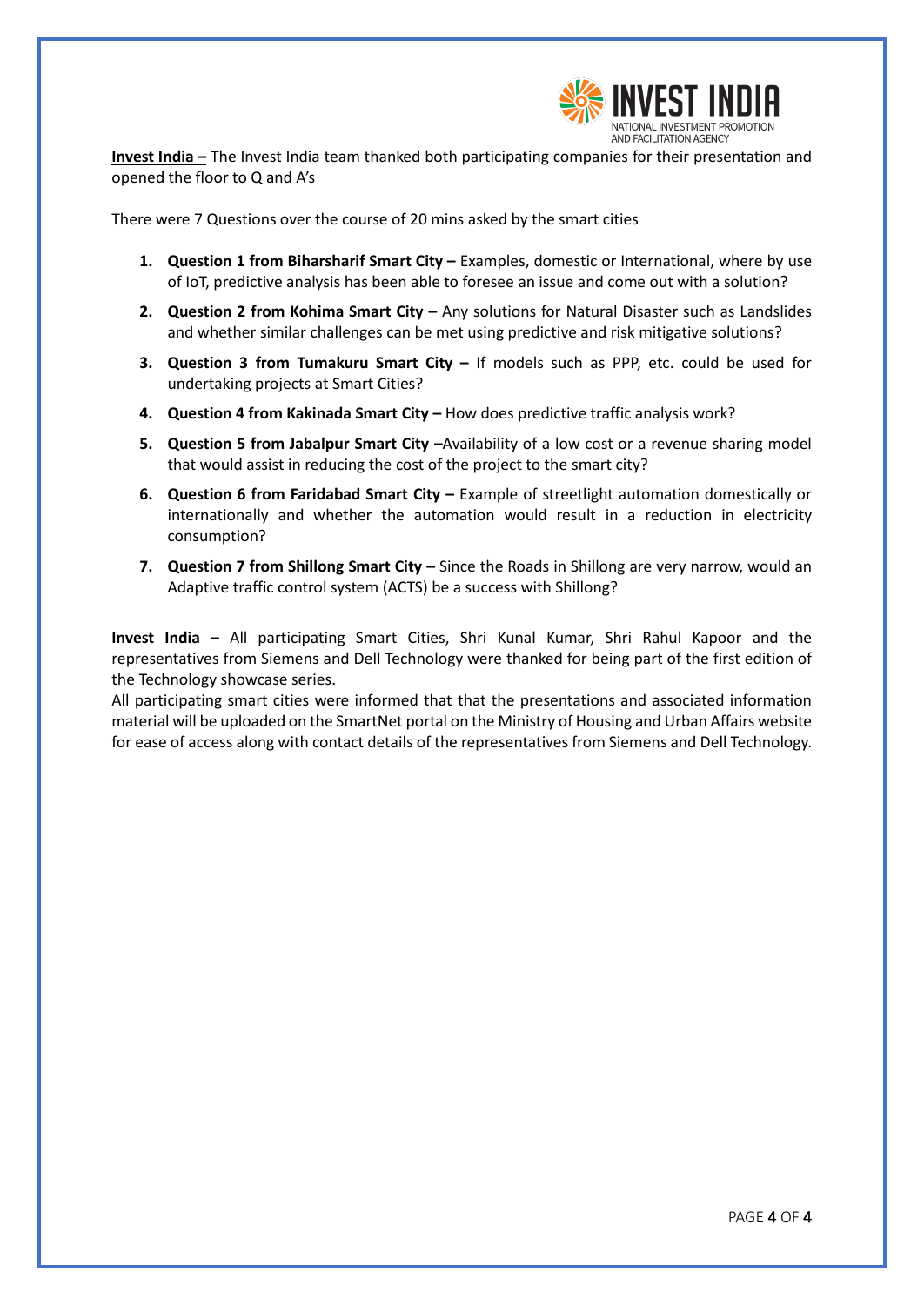**Invest India –** The Invest India team thanked both participating companies for their presentation and opened the floor to Q and A's

There were 7 Questions over the course of 20 mins asked by the smart cities

1. **Question 1 from Biharsharif Smart City –** Examples, domestic or International, where by use of IoT, predictive analysis has been able to foresee an issue and come out with a solution?
2. **Question 2 from Kohima Smart City –** Any solutions for Natural Disaster such as Landslides and whether similar challenges can be met using predictive and risk mitigative solutions?
3. **Question 3 from Tumakuru Smart City –** If models such as PPP, etc. could be used for undertaking projects at Smart Cities?
4. **Question 4 from Kakinada Smart City –** How does predictive traffic analysis work?
5. **Question 5 from Jabalpur Smart City –**Availability of a low cost or a revenue sharing model that would assist in reducing the cost of the project to the smart city?
6. **Question 6 from Faridabad Smart City –** Example of streetlight automation domestically or internationally and whether the automation would result in a reduction in electricity consumption?
7. **Question 7 from Shillong Smart City –** Since the Roads in Shillong are very narrow, would an Adaptive traffic control system (ACTS) be a success with Shillong?

**Invest India –** All participating Smart Cities, Shri Kunal Kumar, Shri Rahul Kapoor and the representatives from Siemens and Dell Technology were thanked for being part of the first edition of the Technology showcase series.

All participating smart cities were informed that that the presentations and associated information material will be uploaded on the SmartNet portal on the Ministry of Housing and Urban Affairs website for ease of access along with contact details of the representatives from Siemens and Dell Technology.